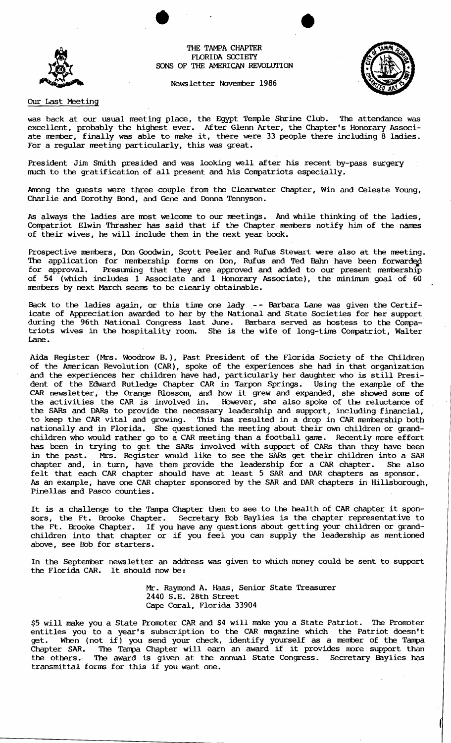# THE TAMPA CHAPTER
## FLORIDA SOCIETY
## SONS OF THE AMERICAN REVOLUTION

Newsletter November 1986

Our Last Meeting

was back at our usual meeting place, the Egypt Temple Shrine Club. The attendance was excellent, probably the highest ever. After Glenn Arter, the Chapter's Honorary Associate member, finally was able to make it, there were 33 people there including 8 ladies. For a regular meeting particularly, this was great.

President Jim Smith presided and was looking well after his recent by-pass surgery much to the gratification of all present and his Compatriots especially.

Among the guests were three couple from the Clearwater Chapter, Win and Celeste Young, Charlie and Dorothy Bond, and Gene and Donna Tennyson.

As always the ladies are most welcome to our meetings. And while thinking of the ladies, Compatriot Elwin Thrasher has said that if the Chapter members notify him of the names of their wives, he will include them in the next year book.

Prospective members, Don Goodwin, Scott Peeler and Rufus Stewart were also at the meeting. The application for membership forms on Don, Rufus and Ted Bahn have been forwarded for approval. Presuming that they are approved and added to our present membership of 54 (which includes 1 Associate and 1 Honorary Associate), the minimum goal of 60 members by next March seems to be clearly obtainable.

Back to the ladies again, or this time one lady -- Barbara Lane was given the Certificate of Appreciation awarded to her by the National and State Societies for her support during the 96th National Congress last June. Barbara served as hostess to the Compatriots wives in the hospitality room. She is the wife of long-time Compatriot, Walter Lane.

Aida Register (Mrs. Woodrow B.), Past President of the Florida Society of the Children of the American Revolution (CAR), spoke of the experiences she had in that organization and the experiences her children have had, particularly her daughter who is still President of the Edward Rutledge Chapter CAR in Tarpon Springs. Using the example of the CAR newsletter, the Orange Blossom, and how it grew and expanded, she showed some of the activities the CAR is involved in. However, she also spoke of the reluctance of the SARs and DARs to provide the necessary leadership and support, including financial, to keep the CAR vital and growing. This has resulted in a drop in CAR membership both nationally and in Florida. She questioned the meeting about their own children or grandchildren who would rather go to a CAR meeting than a football game. Recently more effort has been in trying to get the SARs involved with support of CARs than they have been in the past. Mrs. Register would like to see the SARs get their children into a SAR chapter and, in turn, have them provide the leadership for a CAR chapter. She also felt that each CAR chapter should have at least 5 SAR and DAR chapters as sponsor. As an example, have one CAR chapter sponsored by the SAR and DAR chapters in Hillsborough, Pinellas and Pasco counties.

It is a challenge to the Tampa Chapter then to see to the health of CAR chapter it sponsors, the Ft. Brooke Chapter. Secretary Bob Baylies is the chapter representative to the Ft. Brooke Chapter. If you have any questions about getting your children or grandchildren into that chapter or if you feel you can supply the leadership as mentioned above, see Bob for starters.

In the September newsletter an address was given to which money could be sent to support the Florida CAR. It should now be:

Mr. Raymond A. Haas, Senior State Treasurer
2440 S.E. 28th Street
Cape Coral, Florida 33904

$5 will make you a State Promoter CAR and $4 will make you a State Patriot. The Promoter entitles you to a year's subscription to the CAR magazine which the Patriot doesn't get. When (not if) you send your check, identify yourself as a member of the Tampa Chapter SAR. The Tampa Chapter will earn an award if it provides more support than the others. The award is given at the annual State Congress. Secretary Baylies has transmittal forms for this if you want one.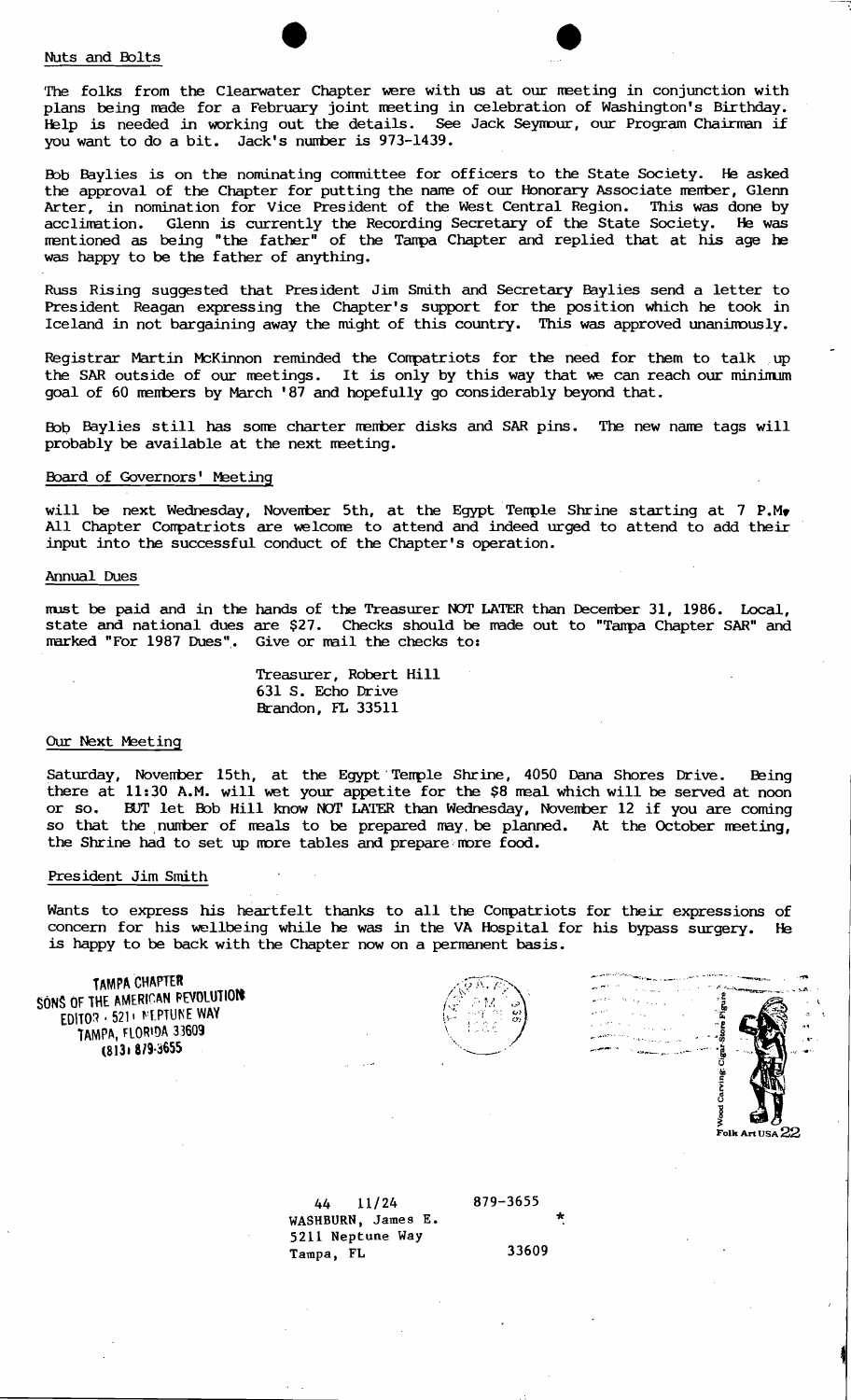## Nuts and Bolts

The folks from the Clearwater Chapter were with us at our meeting in conjunction with plans being made for a February joint meeting in celebration of Washington's Birthday. Help is needed in working out the details. See Jack Seymour, our Program Chairman if you want to do a bit. Jack's number is 973-1439.

Bob Baylies is on the nominating committee for officers to the State Society. He asked the approval of the Chapter for putting the name of our Honorary Associate member, Glenn Arter, in nomination for Vice President of the West Central Region. This was done by acclimation. Glenn is currently the Recording Secretary of the State Society. He was mentioned as being "the father" of the Tampa Chapter and replied that at his age he was happy to be the father of anything.

Russ Rising suggested that President Jim Smith and Secretary Baylies send a letter to President Reagan expressing the Chapter's support for the position which he took in Iceland in not bargaining away the might of this country. This was approved unanimously.

Registrar Martin McKinnon reminded the Compatriots for the need for them to talk up the SAR outside of our meetings. It is only by this way that we can reach our minimum goal of 60 members by March '87 and hopefully go considerably beyond that.

Bob Baylies still has some charter member disks and SAR pins. The new name tags will probably be available at the next meeting.

## Board of Governors' Meeting

will be next Wednesday, November 5th, at the Egypt Temple Shrine starting at 7 P.M. All Chapter Compatriots are welcome to attend and indeed urged to attend to add their input into the successful conduct of the Chapter's operation.

## Annual Dues

must be paid and in the hands of the Treasurer NOT LATER than December 31, 1986. Local, state and national dues are $27. Checks should be made out to "Tampa Chapter SAR" and marked "For 1987 Dues". Give or mail the checks to:

Treasurer, Robert Hill
631 S. Echo Drive
Brandon, FL 33511

## Our Next Meeting

Saturday, November 15th, at the Egypt Temple Shrine, 4050 Dana Shores Drive. Being there at 11:30 A.M. will wet your appetite for the $8 meal which will be served at noon or so. BUT let Bob Hill know NOT LATER than Wednesday, November 12 if you are coming so that the number of meals to be prepared may be planned. At the October meeting, the Shrine had to set up more tables and prepare more food.

## President Jim Smith

Wants to express his heartfelt thanks to all the Compatriots for their expressions of concern for his wellbeing while he was in the VA Hospital for his bypass surgery. He is happy to be back with the Chapter now on a permanent basis.

TAMPA CHAPTER
SONS OF THE AMERICAN REVOLUTION
EDITOR - 5211 NEPTUNE WAY
TAMPA, FLORIDA 33609
(813) 879-3655

Wood Carving Cigar Store Figure
Folk Art USA 22

44 11/24 879-3655
WASHBURN, James E. *
5211 Neptune Way
Tampa, FL 33609